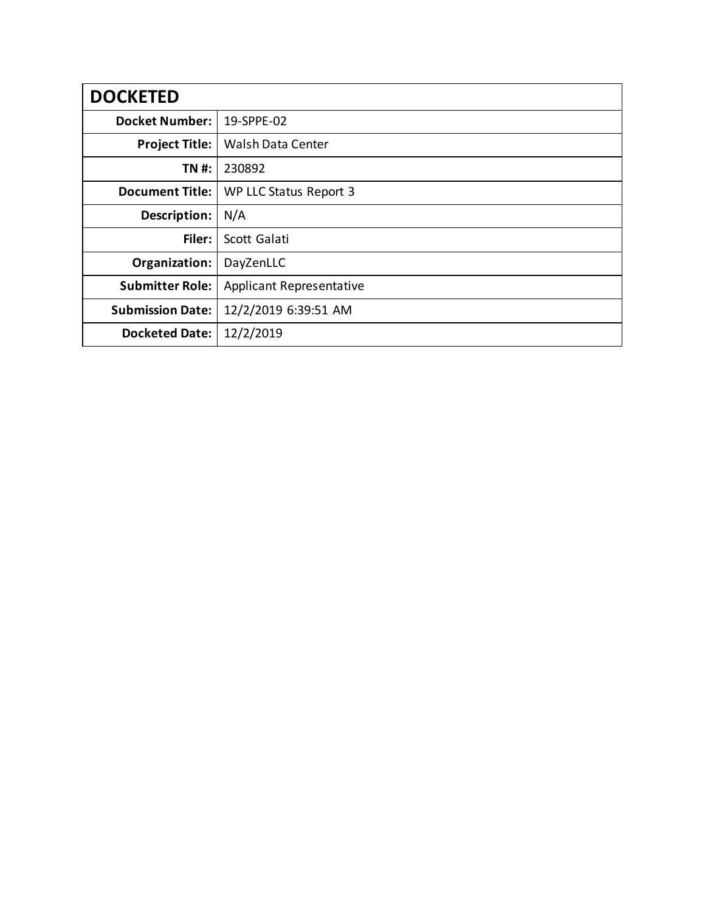| DOCKETED | |
|---|---|
| **Docket Number:** | 19-SPPE-02 |
| **Project Title:** | Walsh Data Center |
| **TN #:** | 230892 |
| **Document Title:** | WP LLC Status Report 3 |
| **Description:** | N/A |
| **Filer:** | Scott Galati |
| **Organization:** | DayZenLLC |
| **Submitter Role:** | Applicant Representative |
| **Submission Date:** | 12/2/2019 6:39:51 AM |
| **Docketed Date:** | 12/2/2019 |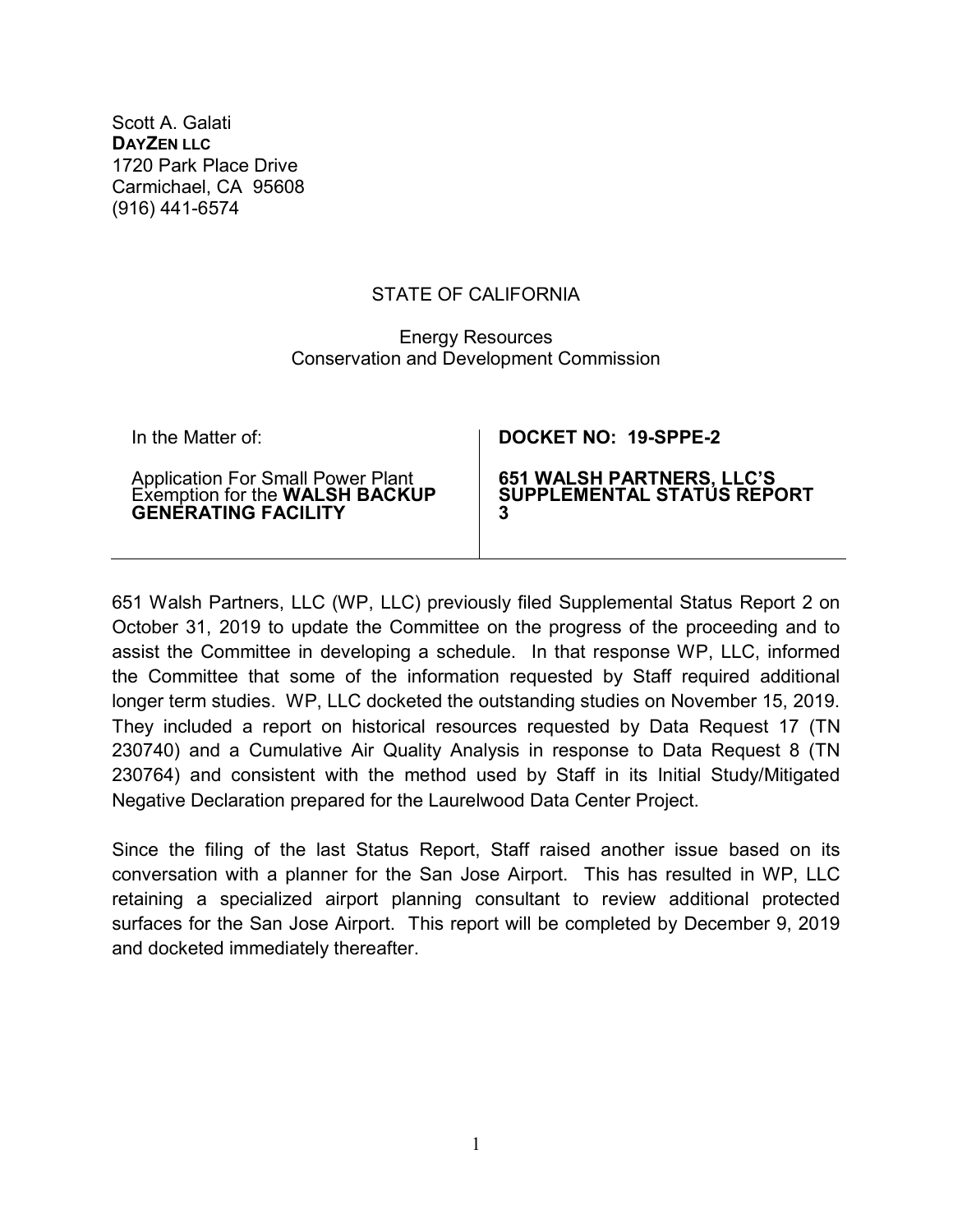Scott A. Galati  
**DAYZEN LLC**  
1720 Park Place Drive  
Carmichael, CA 95608  
(916) 441-6574

STATE OF CALIFORNIA

Energy Resources  
Conservation and Development Commission

| | |
|---|---|
| In the Matter of:<br><br>Application For Small Power Plant Exemption for the **WALSH BACKUP GENERATING FACILITY** | **DOCKET NO: 19-SPPE-2**<br><br>**651 WALSH PARTNERS, LLC'S SUPPLEMENTAL STATUS REPORT 3** |

651 Walsh Partners, LLC (WP, LLC) previously filed Supplemental Status Report 2 on October 31, 2019 to update the Committee on the progress of the proceeding and to assist the Committee in developing a schedule. In that response WP, LLC, informed the Committee that some of the information requested by Staff required additional longer term studies. WP, LLC docketed the outstanding studies on November 15, 2019. They included a report on historical resources requested by Data Request 17 (TN 230740) and a Cumulative Air Quality Analysis in response to Data Request 8 (TN 230764) and consistent with the method used by Staff in its Initial Study/Mitigated Negative Declaration prepared for the Laurelwood Data Center Project.

Since the filing of the last Status Report, Staff raised another issue based on its conversation with a planner for the San Jose Airport. This has resulted in WP, LLC retaining a specialized airport planning consultant to review additional protected surfaces for the San Jose Airport. This report will be completed by December 9, 2019 and docketed immediately thereafter.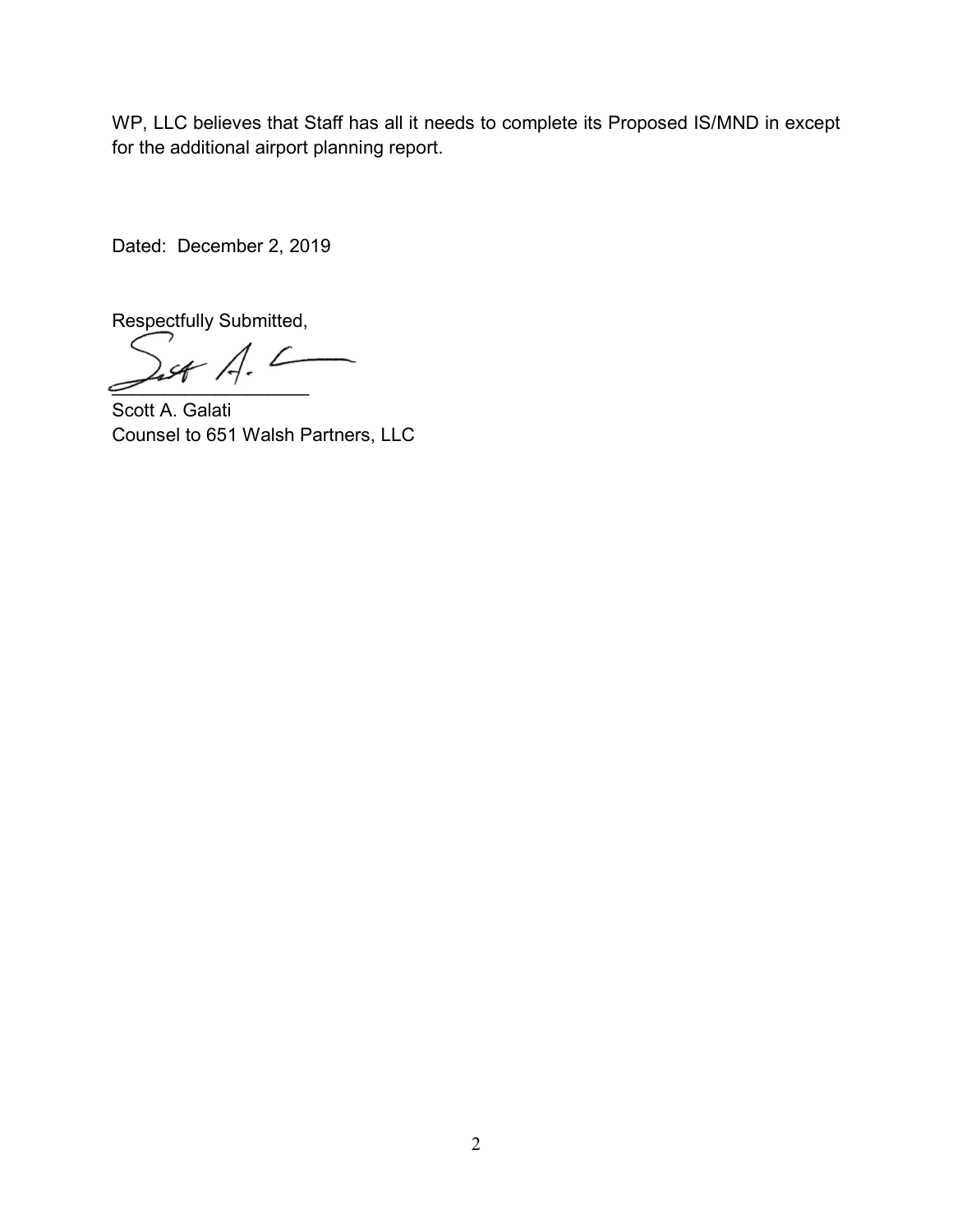WP, LLC believes that Staff has all it needs to complete its Proposed IS/MND in except for the additional airport planning report.

Dated: December 2, 2019

Respectfully Submitted,

___________________

Scott A. Galati
Counsel to 651 Walsh Partners, LLC